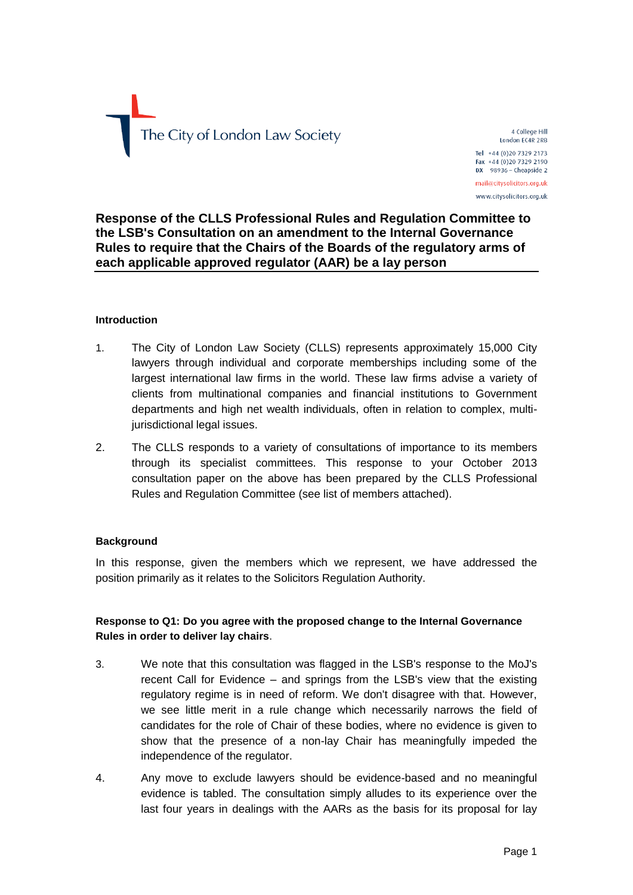The City of London Law Society

4 College Hill
London EC4R 2RB

Tel +44 (0)20 7329 2173
Fax +44 (0)20 7329 2190
DX 98936 – Cheapside 2

mail@citysolicitors.org.uk

www.citysolicitors.org.uk

## Response of the CLLS Professional Rules and Regulation Committee to the LSB's Consultation on an amendment to the Internal Governance Rules to require that the Chairs of the Boards of the regulatory arms of each applicable approved regulator (AAR) be a lay person

### Introduction

1. The City of London Law Society (CLLS) represents approximately 15,000 City lawyers through individual and corporate memberships including some of the largest international law firms in the world. These law firms advise a variety of clients from multinational companies and financial institutions to Government departments and high net wealth individuals, often in relation to complex, multi-jurisdictional legal issues.

2. The CLLS responds to a variety of consultations of importance to its members through its specialist committees. This response to your October 2013 consultation paper on the above has been prepared by the CLLS Professional Rules and Regulation Committee (see list of members attached).

### Background

In this response, given the members which we represent, we have addressed the position primarily as it relates to the Solicitors Regulation Authority.

### Response to Q1: Do you agree with the proposed change to the Internal Governance Rules in order to deliver lay chairs.

3. We note that this consultation was flagged in the LSB's response to the MoJ's recent Call for Evidence – and springs from the LSB's view that the existing regulatory regime is in need of reform. We don't disagree with that. However, we see little merit in a rule change which necessarily narrows the field of candidates for the role of Chair of these bodies, where no evidence is given to show that the presence of a non-lay Chair has meaningfully impeded the independence of the regulator.

4. Any move to exclude lawyers should be evidence-based and no meaningful evidence is tabled. The consultation simply alludes to its experience over the last four years in dealings with the AARs as the basis for its proposal for lay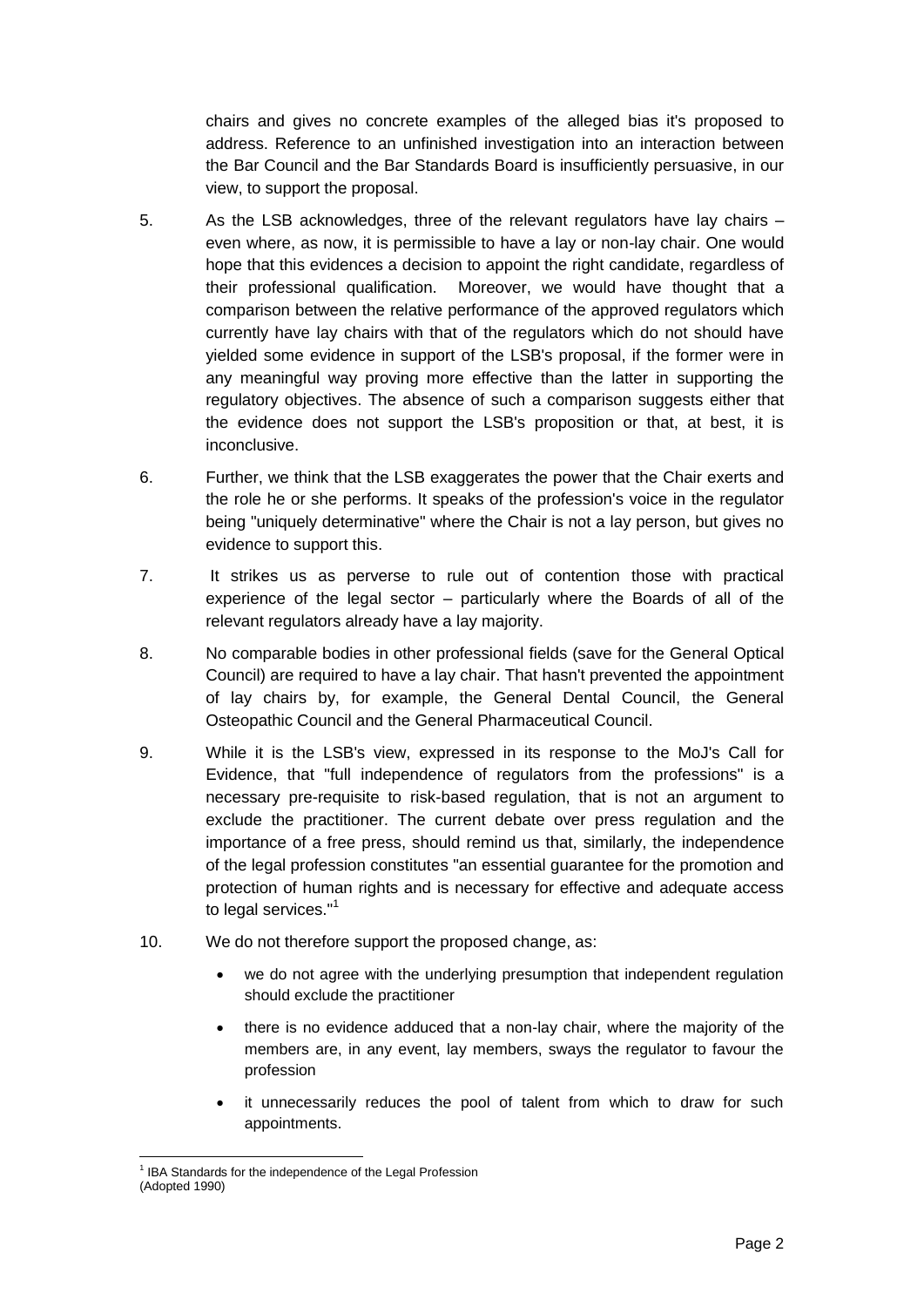chairs and gives no concrete examples of the alleged bias it's proposed to address. Reference to an unfinished investigation into an interaction between the Bar Council and the Bar Standards Board is insufficiently persuasive, in our view, to support the proposal.

5. As the LSB acknowledges, three of the relevant regulators have lay chairs – even where, as now, it is permissible to have a lay or non-lay chair. One would hope that this evidences a decision to appoint the right candidate, regardless of their professional qualification. Moreover, we would have thought that a comparison between the relative performance of the approved regulators which currently have lay chairs with that of the regulators which do not should have yielded some evidence in support of the LSB's proposal, if the former were in any meaningful way proving more effective than the latter in supporting the regulatory objectives. The absence of such a comparison suggests either that the evidence does not support the LSB's proposition or that, at best, it is inconclusive.

6. Further, we think that the LSB exaggerates the power that the Chair exerts and the role he or she performs. It speaks of the profession's voice in the regulator being "uniquely determinative" where the Chair is not a lay person, but gives no evidence to support this.

7. It strikes us as perverse to rule out of contention those with practical experience of the legal sector – particularly where the Boards of all of the relevant regulators already have a lay majority.

8. No comparable bodies in other professional fields (save for the General Optical Council) are required to have a lay chair. That hasn't prevented the appointment of lay chairs by, for example, the General Dental Council, the General Osteopathic Council and the General Pharmaceutical Council.

9. While it is the LSB's view, expressed in its response to the MoJ's Call for Evidence, that "full independence of regulators from the professions" is a necessary pre-requisite to risk-based regulation, that is not an argument to exclude the practitioner. The current debate over press regulation and the importance of a free press, should remind us that, similarly, the independence of the legal profession constitutes "an essential guarantee for the promotion and protection of human rights and is necessary for effective and adequate access to legal services."[1]

10. We do not therefore support the proposed change, as:

- we do not agree with the underlying presumption that independent regulation should exclude the practitioner
- there is no evidence adduced that a non-lay chair, where the majority of the members are, in any event, lay members, sways the regulator to favour the profession
- it unnecessarily reduces the pool of talent from which to draw for such appointments.

[1] IBA Standards for the independence of the Legal Profession (Adopted 1990)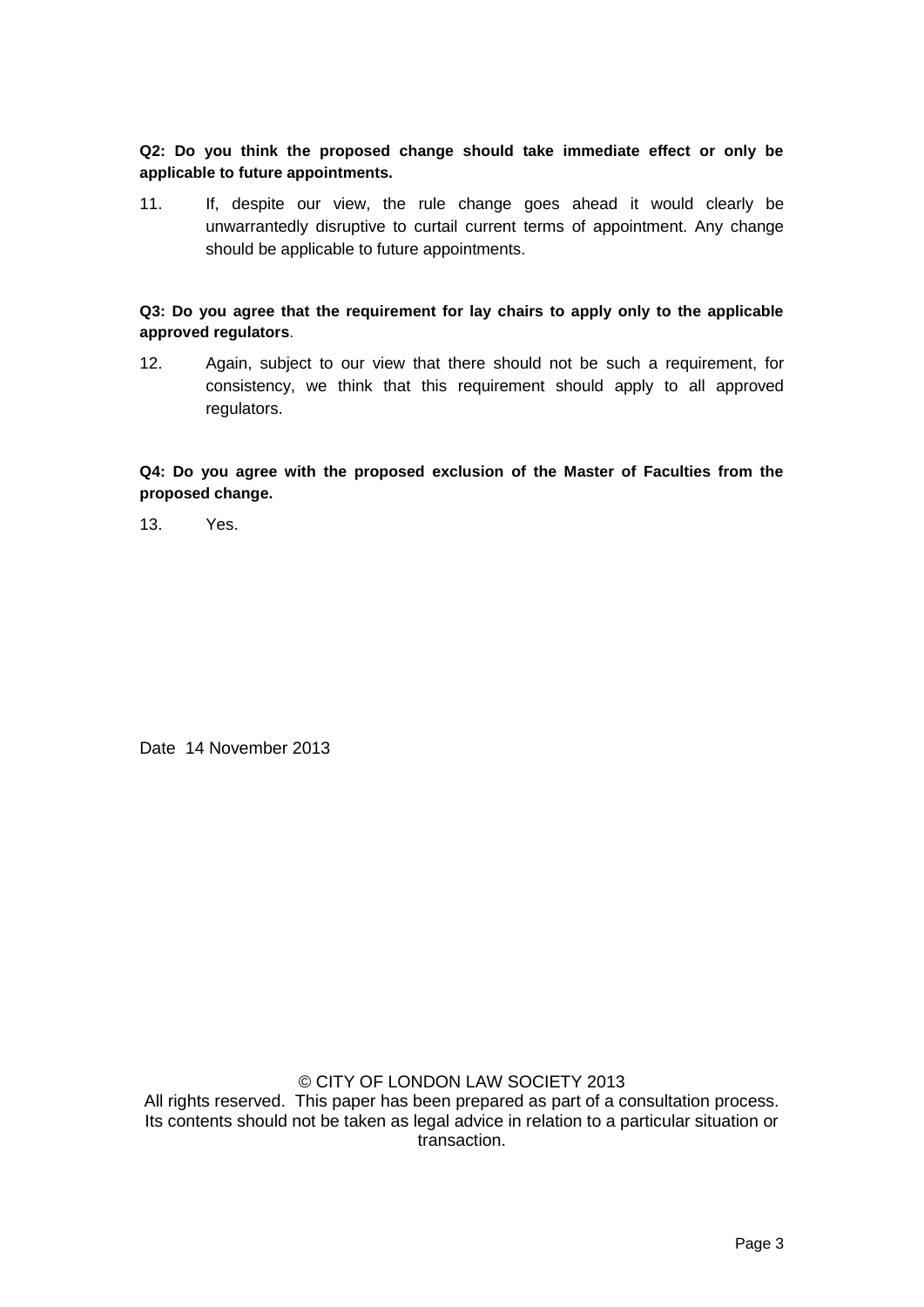**Q2: Do you think the proposed change should take immediate effect or only be applicable to future appointments.**

11. If, despite our view, the rule change goes ahead it would clearly be unwarrantedly disruptive to curtail current terms of appointment. Any change should be applicable to future appointments.

**Q3: Do you agree that the requirement for lay chairs to apply only to the applicable approved regulators**.

12. Again, subject to our view that there should not be such a requirement, for consistency, we think that this requirement should apply to all approved regulators.

**Q4: Do you agree with the proposed exclusion of the Master of Faculties from the proposed change.**

13. Yes.

Date 14 November 2013

© CITY OF LONDON LAW SOCIETY 2013
All rights reserved. This paper has been prepared as part of a consultation process. Its contents should not be taken as legal advice in relation to a particular situation or transaction.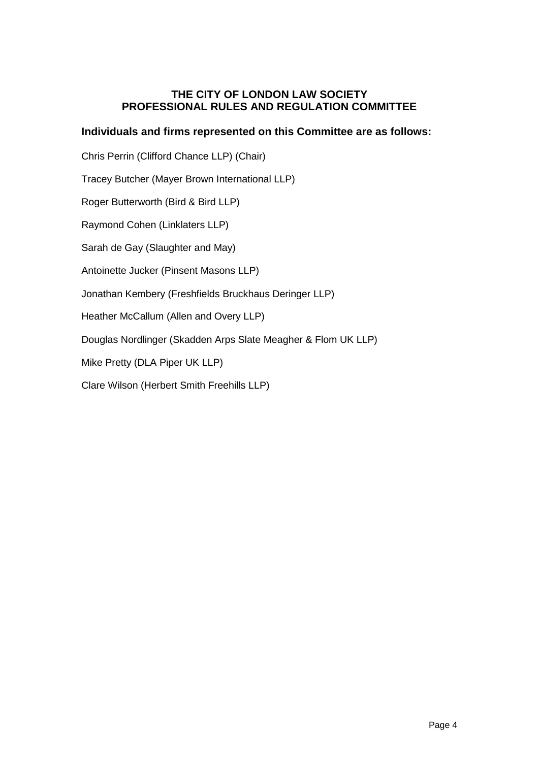# THE CITY OF LONDON LAW SOCIETY
# PROFESSIONAL RULES AND REGULATION COMMITTEE

## Individuals and firms represented on this Committee are as follows:

Chris Perrin (Clifford Chance LLP) (Chair)

Tracey Butcher (Mayer Brown International LLP)

Roger Butterworth (Bird & Bird LLP)

Raymond Cohen (Linklaters LLP)

Sarah de Gay (Slaughter and May)

Antoinette Jucker (Pinsent Masons LLP)

Jonathan Kembery (Freshfields Bruckhaus Deringer LLP)

Heather McCallum (Allen and Overy LLP)

Douglas Nordlinger (Skadden Arps Slate Meagher & Flom UK LLP)

Mike Pretty (DLA Piper UK LLP)

Clare Wilson (Herbert Smith Freehills LLP)